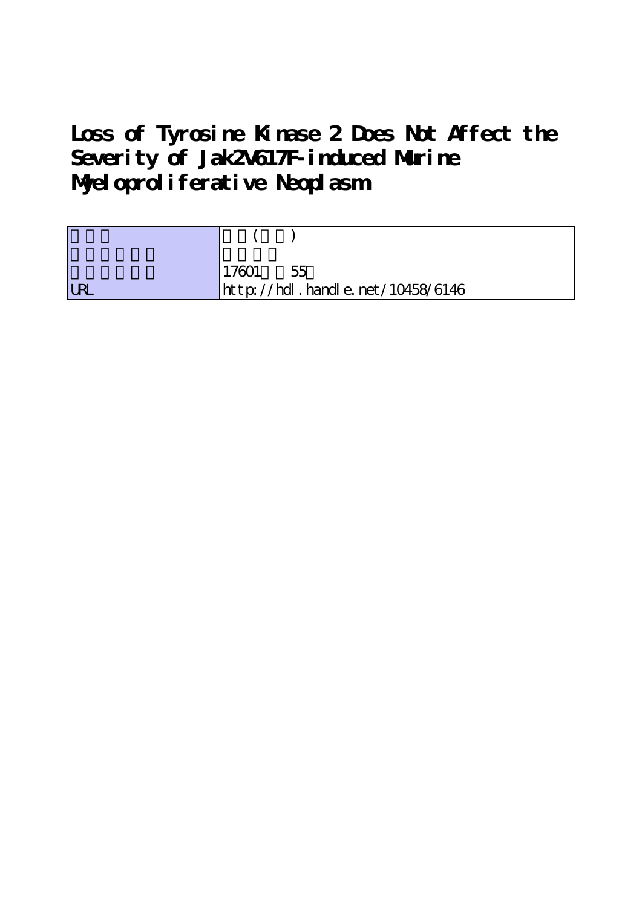# Loss of Tyrosine Kinase 2 Does Not Affect the Severity of Jak2V617F-induced Murine Myeloproliferative Neoplasm

| | |
|---|---|
| | ( ) |
| | |
| | 17601 55 |
| URL | http://hdl.handle.net/10458/6146 |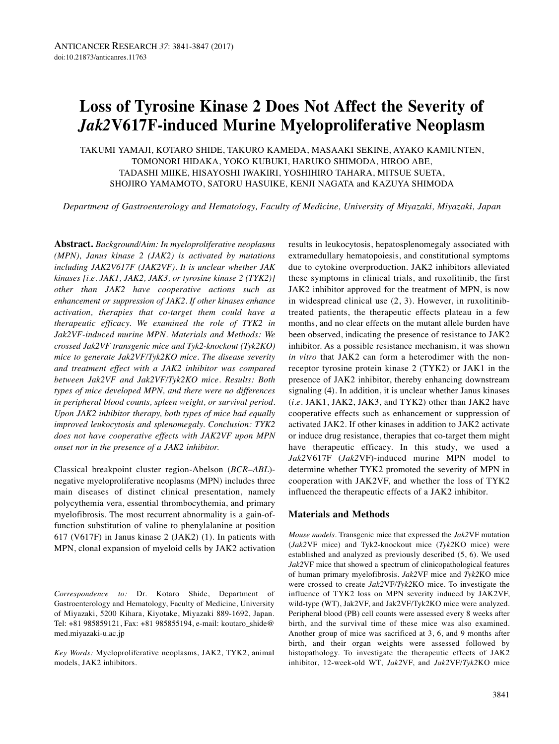# Loss of Tyrosine Kinase 2 Does Not Affect the Severity of *Jak2*V617F-induced Murine Myeloproliferative Neoplasm

TAKUMI YAMAJI, KOTARO SHIDE, TAKURO KAMEDA, MASAAKI SEKINE, AYAKO KAMIUNTEN, TOMONORI HIDAKA, YOKO KUBUKI, HARUKO SHIMODA, HIROO ABE, TADASHI MIIKE, HISAYOSHI IWAKIRI, YOSHIHIRO TAHARA, MITSUE SUETA, SHOJIRO YAMAMOTO, SATORU HASUIKE, KENJI NAGATA and KAZUYA SHIMODA

*Department of Gastroenterology and Hematology, Faculty of Medicine, University of Miyazaki, Miyazaki, Japan*

**Abstract.** *Background/Aim: In myeloproliferative neoplasms (MPN), Janus kinase 2 (JAK2) is activated by mutations including JAK2V617F (JAK2VF). It is unclear whether JAK kinases [i.e. JAK1, JAK2, JAK3, or tyrosine kinase 2 (TYK2)] other than JAK2 have cooperative actions such as enhancement or suppression of JAK2. If other kinases enhance activation, therapies that co-target them could have a therapeutic efficacy. We examined the role of TYK2 in Jak2VF-induced murine MPN. Materials and Methods: We crossed Jak2VF transgenic mice and Tyk2-knockout (Tyk2KO) mice to generate Jak2VF/Tyk2KO mice. The disease severity and treatment effect with a JAK2 inhibitor was compared between Jak2VF and Jak2VF/Tyk2KO mice. Results: Both types of mice developed MPN, and there were no differences in peripheral blood counts, spleen weight, or survival period. Upon JAK2 inhibitor therapy, both types of mice had equally improved leukocytosis and splenomegaly. Conclusion: TYK2 does not have cooperative effects with JAK2VF upon MPN onset nor in the presence of a JAK2 inhibitor.*

Classical breakpoint cluster region-Abelson (*BCR–ABL*)-negative myeloproliferative neoplasms (MPN) includes three main diseases of distinct clinical presentation, namely polycythemia vera, essential thrombocythemia, and primary myelofibrosis. The most recurrent abnormality is a gain-of-function substitution of valine to phenylalanine at position 617 (V617F) in Janus kinase 2 (JAK2) (1). In patients with MPN, clonal expansion of myeloid cells by JAK2 activation results in leukocytosis, hepatosplenomegaly associated with extramedullary hematopoiesis, and constitutional symptoms due to cytokine overproduction. JAK2 inhibitors alleviated these symptoms in clinical trials, and ruxolitinib, the first JAK2 inhibitor approved for the treatment of MPN, is now in widespread clinical use (2, 3). However, in ruxolitinib-treated patients, the therapeutic effects plateau in a few months, and no clear effects on the mutant allele burden have been observed, indicating the presence of resistance to JAK2 inhibitor. As a possible resistance mechanism, it was shown *in vitro* that JAK2 can form a heterodimer with the non-receptor tyrosine protein kinase 2 (TYK2) or JAK1 in the presence of JAK2 inhibitor, thereby enhancing downstream signaling (4). In addition, it is unclear whether Janus kinases (*i.e.* JAK1, JAK2, JAK3, and TYK2) other than JAK2 have cooperative effects such as enhancement or suppression of activated JAK2. If other kinases in addition to JAK2 activate or induce drug resistance, therapies that co-target them might have therapeutic efficacy. In this study, we used a *Jak2*V617F (*Jak2*VF)-induced murine MPN model to determine whether TYK2 promoted the severity of MPN in cooperation with JAK2VF, and whether the loss of TYK2 influenced the therapeutic effects of a JAK2 inhibitor.

*Correspondence to:* Dr. Kotaro Shide, Department of Gastroenterology and Hematology, Faculty of Medicine, University of Miyazaki, 5200 Kihara, Kiyotake, Miyazaki 889-1692, Japan. Tel: +81 985859121, Fax: +81 985855194, e-mail: koutaro_shide@med.miyazaki-u.ac.jp

*Key Words:* Myeloproliferative neoplasms, JAK2, TYK2, animal models, JAK2 inhibitors.

## Materials and Methods

*Mouse models.* Transgenic mice that expressed the *Jak2*VF mutation (*Jak2*VF mice) and Tyk2-knockout mice (*Tyk2*KO mice) were established and analyzed as previously described (5, 6). We used *Jak2*VF mice that showed a spectrum of clinicopathological features of human primary myelofibrosis. *Jak2*VF mice and *Tyk2*KO mice were crossed to create *Jak2*VF/*Tyk2*KO mice. To investigate the influence of TYK2 loss on MPN severity induced by JAK2VF, wild-type (WT), Jak2VF, and Jak2VF/Tyk2KO mice were analyzed. Peripheral blood (PB) cell counts were assessed every 8 weeks after birth, and the survival time of these mice was also examined. Another group of mice was sacrificed at 3, 6, and 9 months after birth, and their organ weights were assessed followed by histopathology. To investigate the therapeutic effects of JAK2 inhibitor, 12-week-old WT, *Jak2*VF, and *Jak2*VF/*Tyk2*KO mice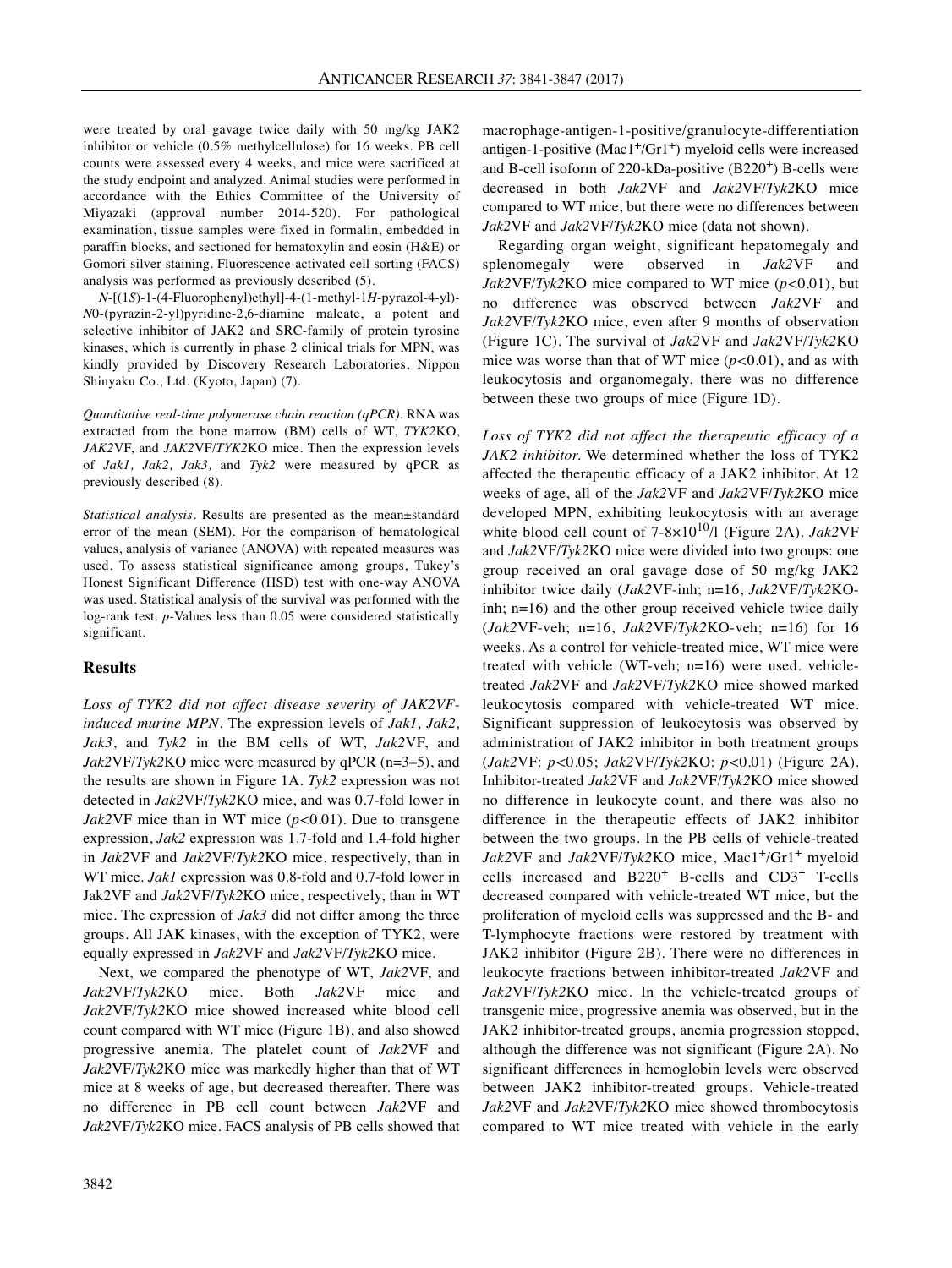were treated by oral gavage twice daily with 50 mg/kg JAK2 inhibitor or vehicle (0.5% methylcellulose) for 16 weeks. PB cell counts were assessed every 4 weeks, and mice were sacrificed at the study endpoint and analyzed. Animal studies were performed in accordance with the Ethics Committee of the University of Miyazaki (approval number 2014-520). For pathological examination, tissue samples were fixed in formalin, embedded in paraffin blocks, and sectioned for hematoxylin and eosin (H&E) or Gomori silver staining. Fluorescence-activated cell sorting (FACS) analysis was performed as previously described (5).

*N*-[(1*S*)-1-(4-Fluorophenyl)ethyl]-4-(1-methyl-1*H*-pyrazol-4-yl)-*N*0-(pyrazin-2-yl)pyridine-2,6-diamine maleate, a potent and selective inhibitor of JAK2 and SRC-family of protein tyrosine kinases, which is currently in phase 2 clinical trials for MPN, was kindly provided by Discovery Research Laboratories, Nippon Shinyaku Co., Ltd. (Kyoto, Japan) (7).

*Quantitative real-time polymerase chain reaction (qPCR).* RNA was extracted from the bone marrow (BM) cells of WT, *TYK2*KO, *JAK2*VF, and *JAK2*VF/*TYK2*KO mice. Then the expression levels of *Jak1, Jak2, Jak3,* and *Tyk2* were measured by qPCR as previously described (8).

*Statistical analysis.* Results are presented as the mean±standard error of the mean (SEM). For the comparison of hematological values, analysis of variance (ANOVA) with repeated measures was used. To assess statistical significance among groups, Tukey's Honest Significant Difference (HSD) test with one-way ANOVA was used. Statistical analysis of the survival was performed with the log-rank test. *p*-Values less than 0.05 were considered statistically significant.

## Results

*Loss of TYK2 did not affect disease severity of JAK2VF-induced murine MPN.* The expression levels of *Jak1, Jak2, Jak3*, and *Tyk2* in the BM cells of WT, *Jak2*VF, and *Jak2*VF/*Tyk2*KO mice were measured by qPCR (n=3–5), and the results are shown in Figure 1A. *Tyk2* expression was not detected in *Jak2*VF/*Tyk2*KO mice, and was 0.7-fold lower in *Jak2*VF mice than in WT mice ($p<0.01$). Due to transgene expression, *Jak2* expression was 1.7-fold and 1.4-fold higher in *Jak2*VF and *Jak2*VF/*Tyk2*KO mice, respectively, than in WT mice. *Jak1* expression was 0.8-fold and 0.7-fold lower in Jak2VF and *Jak2*VF/*Tyk2*KO mice, respectively, than in WT mice. The expression of *Jak3* did not differ among the three groups. All JAK kinases, with the exception of TYK2, were equally expressed in *Jak2*VF and *Jak2*VF/*Tyk2*KO mice.

Next, we compared the phenotype of WT, *Jak2*VF, and *Jak2*VF/*Tyk2*KO mice. Both *Jak2*VF mice and *Jak2*VF/*Tyk2*KO mice showed increased white blood cell count compared with WT mice (Figure 1B), and also showed progressive anemia. The platelet count of *Jak2*VF and *Jak2*VF/*Tyk2*KO mice was markedly higher than that of WT mice at 8 weeks of age, but decreased thereafter. There was no difference in PB cell count between *Jak2*VF and *Jak2*VF/*Tyk2*KO mice. FACS analysis of PB cells showed that macrophage-antigen-1-positive/granulocyte-differentiation antigen-1-positive ($Mac1^+/Gr1^+$) myeloid cells were increased and B-cell isoform of 220-kDa-positive ($B220^+$) B-cells were decreased in both *Jak2*VF and *Jak2*VF/*Tyk2*KO mice compared to WT mice, but there were no differences between *Jak2*VF and *Jak2*VF/*Tyk2*KO mice (data not shown).

Regarding organ weight, significant hepatomegaly and splenomegaly were observed in *Jak2*VF and *Jak2*VF/*Tyk2*KO mice compared to WT mice ($p<0.01$), but no difference was observed between *Jak2*VF and *Jak2*VF/*Tyk2*KO mice, even after 9 months of observation (Figure 1C). The survival of *Jak2*VF and *Jak2*VF/*Tyk2*KO mice was worse than that of WT mice ($p<0.01$), and as with leukocytosis and organomegaly, there was no difference between these two groups of mice (Figure 1D).

*Loss of TYK2 did not affect the therapeutic efficacy of a JAK2 inhibitor.* We determined whether the loss of TYK2 affected the therapeutic efficacy of a JAK2 inhibitor. At 12 weeks of age, all of the *Jak2*VF and *Jak2*VF/*Tyk2*KO mice developed MPN, exhibiting leukocytosis with an average white blood cell count of $7\text{-}8\times10^{10}$/l (Figure 2A). *Jak2*VF and *Jak2*VF/*Tyk2*KO mice were divided into two groups: one group received an oral gavage dose of 50 mg/kg JAK2 inhibitor twice daily (*Jak2*VF-inh; n=16, *Jak2*VF/*Tyk2*KO-inh; n=16) and the other group received vehicle twice daily (*Jak2*VF-veh; n=16, *Jak2*VF/*Tyk2*KO-veh; n=16) for 16 weeks. As a control for vehicle-treated mice, WT mice were treated with vehicle (WT-veh; n=16) were used. vehicle-treated *Jak2*VF and *Jak2*VF/*Tyk2*KO mice showed marked leukocytosis compared with vehicle-treated WT mice. Significant suppression of leukocytosis was observed by administration of JAK2 inhibitor in both treatment groups (*Jak2*VF: $p<0.05$; *Jak2*VF/*Tyk2*KO: $p<0.01$) (Figure 2A). Inhibitor-treated *Jak2*VF and *Jak2*VF/*Tyk2*KO mice showed no difference in leukocyte count, and there was also no difference in the therapeutic effects of JAK2 inhibitor between the two groups. In the PB cells of vehicle-treated *Jak2*VF and *Jak2*VF/*Tyk2*KO mice, $Mac1^+/Gr1^+$ myeloid cells increased and $B220^+$ B-cells and $CD3^+$ T-cells decreased compared with vehicle-treated WT mice, but the proliferation of myeloid cells was suppressed and the B- and T-lymphocyte fractions were restored by treatment with JAK2 inhibitor (Figure 2B). There were no differences in leukocyte fractions between inhibitor-treated *Jak2*VF and *Jak2*VF/*Tyk2*KO mice. In the vehicle-treated groups of transgenic mice, progressive anemia was observed, but in the JAK2 inhibitor-treated groups, anemia progression stopped, although the difference was not significant (Figure 2A). No significant differences in hemoglobin levels were observed between JAK2 inhibitor-treated groups. Vehicle-treated *Jak2*VF and *Jak2*VF/*Tyk2*KO mice showed thrombocytosis compared to WT mice treated with vehicle in the early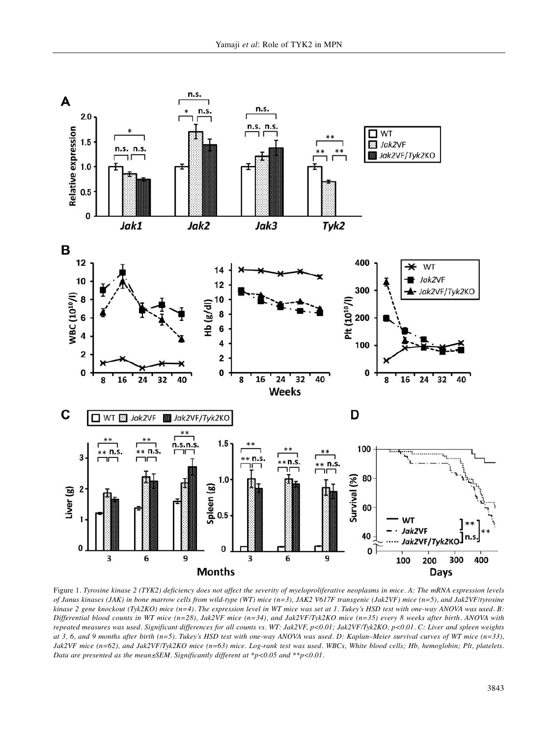Figure 1. *Tyrosine kinase 2 (TYK2) deficiency does not affect the severity of myeloproliferative neoplasms in mice. A: The mRNA expression levels of Janus kinases (JAK) in bone marrow cells from wild-type (WT) mice (n=3), JAK2 V617F transgenic (Jak2VF) mice (n=5), and Jak2VF/tyrosine kinase 2 gene knockout (Tyk2KO) mice (n=4). The expression level in WT mice was set at 1. Tukey's HSD test with one-way ANOVA was used. B: Differential blood counts in WT mice (n=28), Jak2VF mice (n=34), and Jak2VF/Tyk2KO mice (n=35) every 8 weeks after birth. ANOVA with repeated measures was used. Significant differences for all counts vs. WT: Jak2VF, p<0.01; Jak2VF/Tyk2KO, p<0.01. C: Liver and spleen weights at 3, 6, and 9 months after birth (n=5). Tukey's HSD test with one-way ANOVA was used. D: Kaplan–Meier survival curves of WT mice (n=33), Jak2VF mice (n=62), and Jak2VF/Tyk2KO mice (n=63) mice. Log-rank test was used. WBCs, White blood cells; Hb, hemoglobin; Plt, platelets. Data are presented as the mean±SEM. Significantly different at *p<0.05 and **p<0.01.*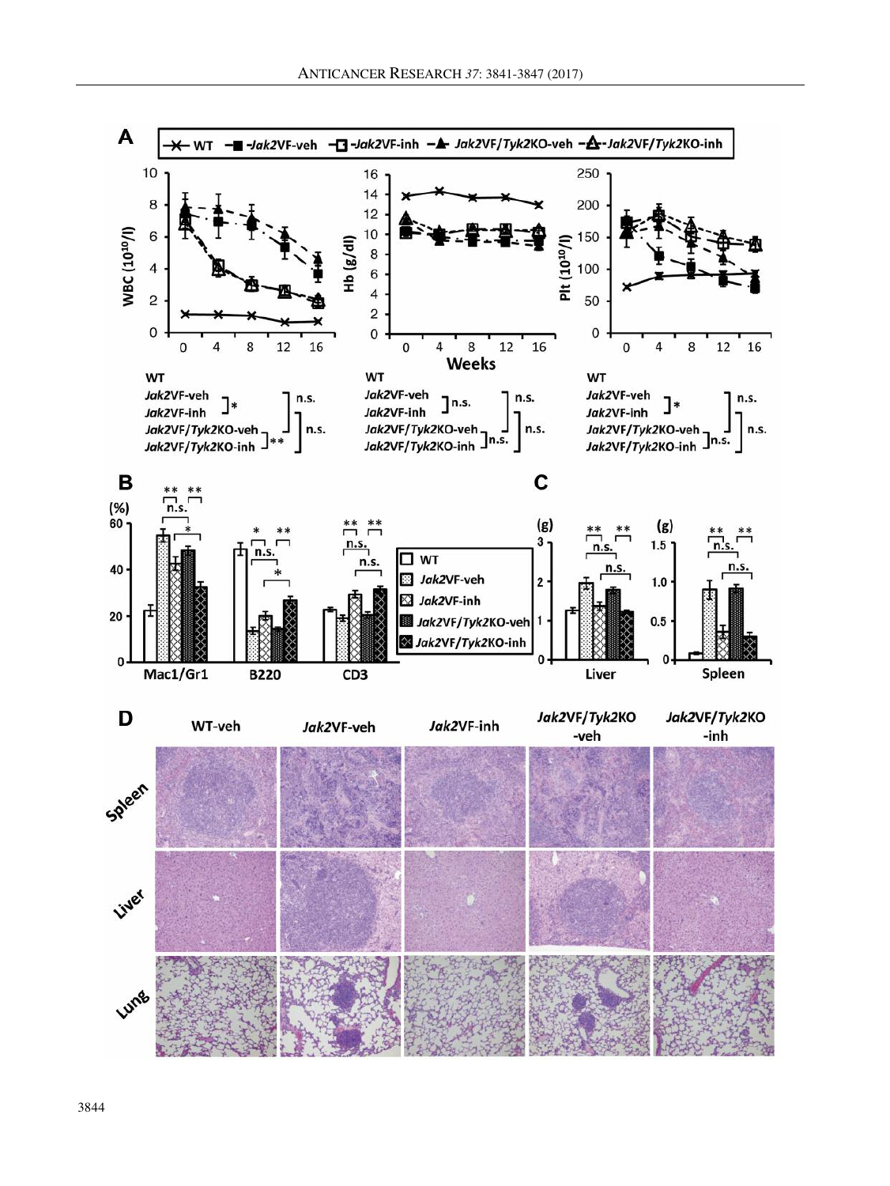**A**

WT | *Jak2*VF-veh | *Jak2*VF-inh | *Jak2*VF/*Tyk2*KO-veh | *Jak2*VF/*Tyk2*KO-inh

WBC ($10^{10}$/l) | Hb (g/dl) | Plt ($10^{10}$/l)

Weeks: 0, 4, 8, 12, 16

| Comparison | WBC | Hb | Plt |
|---|---|---|---|
| *Jak2*VF-veh vs. *Jak2*VF-inh | * | n.s. | * |
| *Jak2*VF/*Tyk2*KO-veh vs. *Jak2*VF/*Tyk2*KO-inh | ** | n.s. | n.s. |
| *Jak2*VF-veh vs. *Jak2*VF/*Tyk2*KO-veh | n.s. | n.s. | n.s. |
| *Jak2*VF-inh vs. *Jak2*VF/*Tyk2*KO-inh | n.s. | n.s. | n.s. |

**B**

(%) Mac1/Gr1, B220, CD3

WT | *Jak2*VF-veh | *Jak2*VF-inh | *Jak2*VF/*Tyk2*KO-veh | *Jak2*VF/*Tyk2*KO-inh

**C**

(g) Liver | (g) Spleen

**D**

WT-veh | *Jak2*VF-veh | *Jak2*VF-inh | *Jak2*VF/*Tyk2*KO-veh | *Jak2*VF/*Tyk2*KO-inh

Spleen | Liver | Lung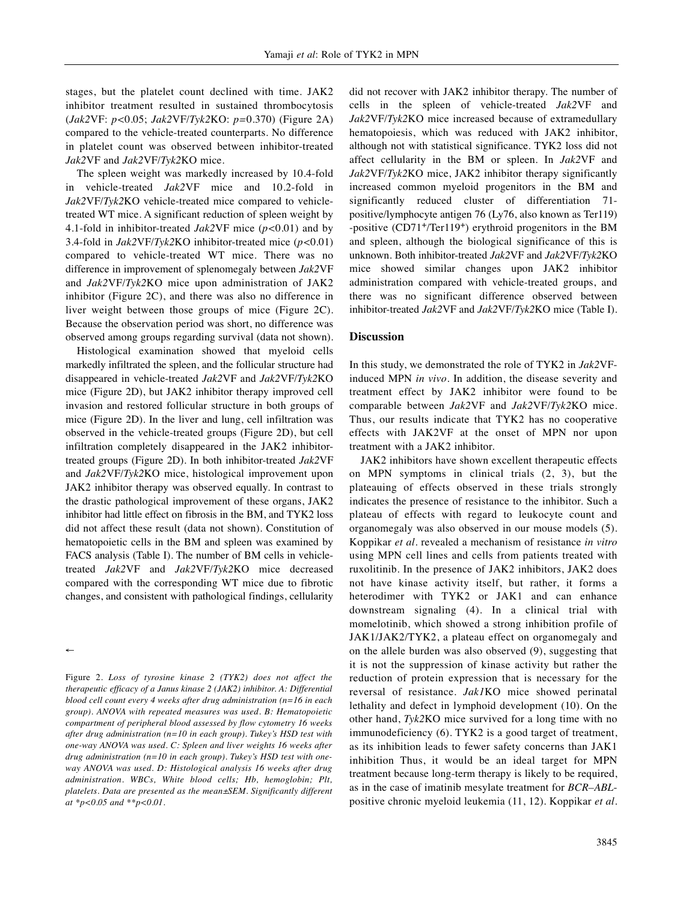stages, but the platelet count declined with time. JAK2 inhibitor treatment resulted in sustained thrombocytosis (*Jak2*VF: $p<0.05$; *Jak2*VF/*Tyk2*KO: $p=0.370$) (Figure 2A) compared to the vehicle-treated counterparts. No difference in platelet count was observed between inhibitor-treated *Jak2*VF and *Jak2*VF/*Tyk2*KO mice.

The spleen weight was markedly increased by 10.4-fold in vehicle-treated *Jak2*VF mice and 10.2-fold in *Jak2*VF/*Tyk2*KO vehicle-treated mice compared to vehicle-treated WT mice. A significant reduction of spleen weight by 4.1-fold in inhibitor-treated *Jak2*VF mice ($p<0.01$) and by 3.4-fold in *Jak2*VF/*Tyk2*KO inhibitor-treated mice ($p<0.01$) compared to vehicle-treated WT mice. There was no difference in improvement of splenomegaly between *Jak2*VF and *Jak2*VF/*Tyk2*KO mice upon administration of JAK2 inhibitor (Figure 2C), and there was also no difference in liver weight between those groups of mice (Figure 2C). Because the observation period was short, no difference was observed among groups regarding survival (data not shown).

Histological examination showed that myeloid cells markedly infiltrated the spleen, and the follicular structure had disappeared in vehicle-treated *Jak2*VF and *Jak2*VF/*Tyk2*KO mice (Figure 2D), but JAK2 inhibitor therapy improved cell invasion and restored follicular structure in both groups of mice (Figure 2D). In the liver and lung, cell infiltration was observed in the vehicle-treated groups (Figure 2D), but cell infiltration completely disappeared in the JAK2 inhibitor-treated groups (Figure 2D). In both inhibitor-treated *Jak2*VF and *Jak2*VF/*Tyk2*KO mice, histological improvement upon JAK2 inhibitor therapy was observed equally. In contrast to the drastic pathological improvement of these organs, JAK2 inhibitor had little effect on fibrosis in the BM, and TYK2 loss did not affect these result (data not shown). Constitution of hematopoietic cells in the BM and spleen was examined by FACS analysis (Table I). The number of BM cells in vehicle-treated *Jak2*VF and *Jak2*VF/*Tyk2*KO mice decreased compared with the corresponding WT mice due to fibrotic changes, and consistent with pathological findings, cellularity did not recover with JAK2 inhibitor therapy. The number of cells in the spleen of vehicle-treated *Jak2*VF and *Jak2*VF/*Tyk2*KO mice increased because of extramedullary hematopoiesis, which was reduced with JAK2 inhibitor, although not with statistical significance. TYK2 loss did not affect cellularity in the BM or spleen. In *Jak2*VF and *Jak2*VF/*Tyk2*KO mice, JAK2 inhibitor therapy significantly increased common myeloid progenitors in the BM and significantly reduced cluster of differentiation 71-positive/lymphocyte antigen 76 (Ly76, also known as Ter119) -positive ($CD71^+$/$Ter119^+$) erythroid progenitors in the BM and spleen, although the biological significance of this is unknown. Both inhibitor-treated *Jak2*VF and *Jak2*VF/*Tyk2*KO mice showed similar changes upon JAK2 inhibitor administration compared with vehicle-treated groups, and there was no significant difference observed between inhibitor-treated *Jak2*VF and *Jak2*VF/*Tyk2*KO mice (Table I).

←

Figure 2. *Loss of tyrosine kinase 2 (TYK2) does not affect the therapeutic efficacy of a Janus kinase 2 (JAK2) inhibitor. A: Differential blood cell count every 4 weeks after drug administration (n=16 in each group). ANOVA with repeated measures was used. B: Hematopoietic compartment of peripheral blood assessed by flow cytometry 16 weeks after drug administration (n=10 in each group). Tukey's HSD test with one-way ANOVA was used. C: Spleen and liver weights 16 weeks after drug administration (n=10 in each group). Tukey's HSD test with one-way ANOVA was used. D: Histological analysis 16 weeks after drug administration. WBCs, White blood cells; Hb, hemoglobin; Plt, platelets. Data are presented as the mean±SEM. Significantly different at \*p<0.05 and \*\*p<0.01.*

## Discussion

In this study, we demonstrated the role of TYK2 in *Jak2*VF-induced MPN *in vivo*. In addition, the disease severity and treatment effect by JAK2 inhibitor were found to be comparable between *Jak2*VF and *Jak2*VF/*Tyk2*KO mice. Thus, our results indicate that TYK2 has no cooperative effects with JAK2VF at the onset of MPN nor upon treatment with a JAK2 inhibitor.

JAK2 inhibitors have shown excellent therapeutic effects on MPN symptoms in clinical trials (2, 3), but the plateauing of effects observed in these trials strongly indicates the presence of resistance to the inhibitor. Such a plateau of effects with regard to leukocyte count and organomegaly was also observed in our mouse models (5). Koppikar *et al*. revealed a mechanism of resistance *in vitro* using MPN cell lines and cells from patients treated with ruxolitinib. In the presence of JAK2 inhibitors, JAK2 does not have kinase activity itself, but rather, it forms a heterodimer with TYK2 or JAK1 and can enhance downstream signaling (4). In a clinical trial with momelotinib, which showed a strong inhibition profile of JAK1/JAK2/TYK2, a plateau effect on organomegaly and on the allele burden was also observed (9), suggesting that it is not the suppression of kinase activity but rather the reduction of protein expression that is necessary for the reversal of resistance. *Jak1*KO mice showed perinatal lethality and defect in lymphoid development (10). On the other hand, *Tyk2*KO mice survived for a long time with no immunodeficiency (6). TYK2 is a good target of treatment, as its inhibition leads to fewer safety concerns than JAK1 inhibition Thus, it would be an ideal target for MPN treatment because long-term therapy is likely to be required, as in the case of imatinib mesylate treatment for *BCR–ABL*-positive chronic myeloid leukemia (11, 12). Koppikar *et al*.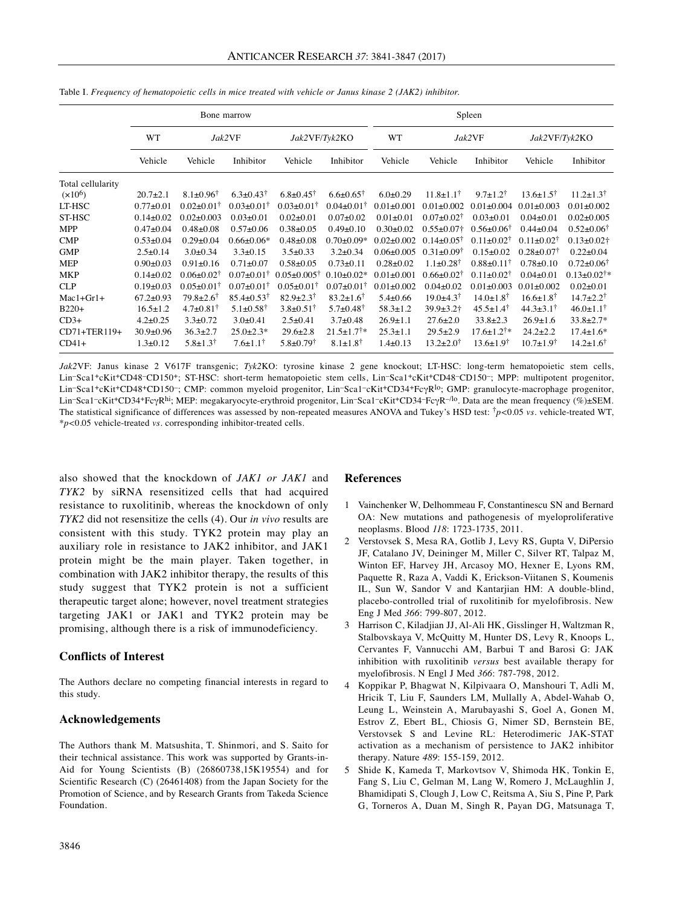Table I. *Frequency of hematopoietic cells in mice treated with vehicle or Janus kinase 2 (JAK2) inhibitor.*

| | Bone marrow | | | | | Spleen | | | | |
|---|---|---|---|---|---|---|---|---|---|---|
| | WT | *Jak2*VF | | *Jak2*VF/*Tyk2*KO | | WT | *Jak2*VF | | *Jak2*VF/*Tyk2*KO | |
| | Vehicle | Vehicle | Inhibitor | Vehicle | Inhibitor | Vehicle | Vehicle | Inhibitor | Vehicle | Inhibitor |
| Total cellularity ($\times 10^6$) | 20.7±2.1 | 8.1±0.96† | 6.3±0.43† | 6.8±0.45† | 6.6±0.65† | 6.0±0.29 | 11.8±1.1† | 9.7±1.2† | 13.6±1.5† | 11.2±1.3† |
| LT-HSC | 0.77±0.01 | 0.02±0.01† | 0.03±0.01† | 0.03±0.01† | 0.04±0.01† | 0.01±0.001 | 0.01±0.002 | 0.01±0.004 | 0.01±0.003 | 0.01±0.002 |
| ST-HSC | 0.14±0.02 | 0.02±0.003 | 0.03±0.01 | 0.02±0.01 | 0.07±0.02 | 0.01±0.01 | 0.07±0.02† | 0.03±0.01 | 0.04±0.01 | 0.02±0.005 |
| MPP | 0.47±0.04 | 0.48±0.08 | 0.57±0.06 | 0.38±0.05 | 0.49±0.10 | 0.30±0.02 | 0.55±0.07† | 0.56±0.06† | 0.44±0.04 | 0.52±0.06† |
| CMP | 0.53±0.04 | 0.29±0.04 | 0.66±0.06* | 0.48±0.08 | 0.70±0.09* | 0.02±0.002 | 0.14±0.05† | 0.11±0.02† | 0.11±0.02† | 0.13±0.02† |
| GMP | 2.5±0.14 | 3.0±0.34 | 3.3±0.15 | 3.5±0.33 | 3.2±0.34 | 0.06±0.005 | 0.31±0.09† | 0.15±0.02 | 0.28±0.07† | 0.22±0.04 |
| MEP | 0.90±0.03 | 0.91±0.16 | 0.71±0.07 | 0.58±0.05 | 0.73±0.11 | 0.28±0.02 | 1.1±0.28† | 0.88±0.11† | 0.78±0.10 | 0.72±0.06† |
| MKP | 0.14±0.02 | 0.06±0.02† | 0.07±0.01† | 0.05±0.005† | 0.10±0.02* | 0.01±0.001 | 0.66±0.02† | 0.11±0.02† | 0.04±0.01 | 0.13±0.02†* |
| CLP | 0.19±0.03 | 0.05±0.01† | 0.07±0.01† | 0.05±0.01† | 0.07±0.01† | 0.01±0.002 | 0.04±0.02 | 0.01±0.003 | 0.01±0.002 | 0.02±0.01 |
| Mac1+Gr1+ | 67.2±0.93 | 79.8±2.6† | 85.4±0.53† | 82.9±2.3† | 83.2±1.6† | 5.4±0.66 | 19.0±4.3† | 14.0±1.8† | 16.6±1.8† | 14.7±2.2† |
| B220+ | 16.5±1.2 | 4.7±0.81† | 5.1±0.58† | 3.8±0.51† | 5.7±0.48† | 58.3±1.2 | 39.9±3.2† | 45.5±1.4† | 44.3±3.1† | 46.0±1.1† |
| CD3+ | 4.2±0.25 | 3.3±0.72 | 3.0±0.41 | 2.5±0.41 | 3.7±0.48 | 26.9±1.1 | 27.6±2.0 | 33.8±2.3 | 26.9±1.6 | 33.8±2.7* |
| CD71+TER119+ | 30.9±0.96 | 36.3±2.7 | 25.0±2.3* | 29.6±2.8 | 21.5±1.7†* | 25.3±1.1 | 29.5±2.9 | 17.6±1.2†* | 24.2±2.2 | 17.4±1.6* |
| CD41+ | 1.3±0.12 | 5.8±1.3† | 7.6±1.1† | 5.8±0.79† | 8.1±1.8† | 1.4±0.13 | 13.2±2.0† | 13.6±1.9† | 10.7±1.9† | 14.2±1.6† |

*Jak2*VF: Janus kinase 2 V617F transgenic; *Tyk2*KO: tyrosine kinase 2 gene knockout; LT-HSC: long-term hematopoietic stem cells, $Lin^-Sca1^+cKit^+CD48^-CD150^+$; ST-HSC: short-term hematopoietic stem cells, $Lin^-Sca1^+cKit^+CD48^-CD150^-$; MPP: multipotent progenitor, $Lin^-Sca1^+cKit^+CD48^+CD150^-$; CMP: common myeloid progenitor, $Lin^-Sca1^-cKit^+CD34^+Fc\gamma R^{lo}$; GMP: granulocyte-macrophage progenitor, $Lin^-Sca1^-cKit^+CD34^+Fc\gamma R^{hi}$; MEP: megakaryocyte-erythroid progenitor, $Lin^-Sca1^-cKit^+CD34^-Fc\gamma R^{-/lo}$. Data are the mean frequency (%)±SEM. The statistical significance of differences was assessed by non-repeated measures ANOVA and Tukey's HSD test: †$p<0.05$ *vs.* vehicle-treated WT, *$p<0.05$ vehicle-treated *vs.* corresponding inhibitor-treated cells.

also showed that the knockdown of *JAK1 or JAK1* and *TYK2* by siRNA resensitized cells that had acquired resistance to ruxolitinib, whereas the knockdown of only *TYK2* did not resensitize the cells (4). Our *in vivo* results are consistent with this study. TYK2 protein may play an auxiliary role in resistance to JAK2 inhibitor, and JAK1 protein might be the main player. Taken together, in combination with JAK2 inhibitor therapy, the results of this study suggest that TYK2 protein is not a sufficient therapeutic target alone; however, novel treatment strategies targeting JAK1 or JAK1 and TYK2 protein may be promising, although there is a risk of immunodeficiency.

## Conflicts of Interest

The Authors declare no competing financial interests in regard to this study.

## Acknowledgements

The Authors thank M. Matsushita, T. Shinmori, and S. Saito for their technical assistance. This work was supported by Grants-in-Aid for Young Scientists (B) (26860738,15K19554) and for Scientific Research (C) (26461408) from the Japan Society for the Promotion of Science, and by Research Grants from Takeda Science Foundation.

## References

1. Vainchenker W, Delhommeau F, Constantinescu SN and Bernard OA: New mutations and pathogenesis of myeloproliferative neoplasms. Blood *118*: 1723-1735, 2011.
2. Verstovsek S, Mesa RA, Gotlib J, Levy RS, Gupta V, DiPersio JF, Catalano JV, Deininger M, Miller C, Silver RT, Talpaz M, Winton EF, Harvey JH, Arcasoy MO, Hexner E, Lyons RM, Paquette R, Raza A, Vaddi K, Erickson-Viitanen S, Koumenis IL, Sun W, Sandor V and Kantarjian HM: A double-blind, placebo-controlled trial of ruxolitinib for myelofibrosis. New Eng J Med *366*: 799-807, 2012.
3. Harrison C, Kiladjian JJ, Al-Ali HK, Gisslinger H, Waltzman R, Stalbovskaya V, McQuitty M, Hunter DS, Levy R, Knoops L, Cervantes F, Vannucchi AM, Barbui T and Barosi G: JAK inhibition with ruxolitinib *versus* best available therapy for myelofibrosis. N Engl J Med *366*: 787-798, 2012.
4. Koppikar P, Bhagwat N, Kilpivaara O, Manshouri T, Adli M, Hricik T, Liu F, Saunders LM, Mullally A, Abdel-Wahab O, Leung L, Weinstein A, Marubayashi S, Goel A, Gonen M, Estrov Z, Ebert BL, Chiosis G, Nimer SD, Bernstein BE, Verstovsek S and Levine RL: Heterodimeric JAK-STAT activation as a mechanism of persistence to JAK2 inhibitor therapy. Nature *489*: 155-159, 2012.
5. Shide K, Kameda T, Markovtsov V, Shimoda HK, Tonkin E, Fang S, Liu C, Gelman M, Lang W, Romero J, McLaughlin J, Bhamidipati S, Clough J, Low C, Reitsma A, Siu S, Pine P, Park G, Torneros A, Duan M, Singh R, Payan DG, Matsunaga T,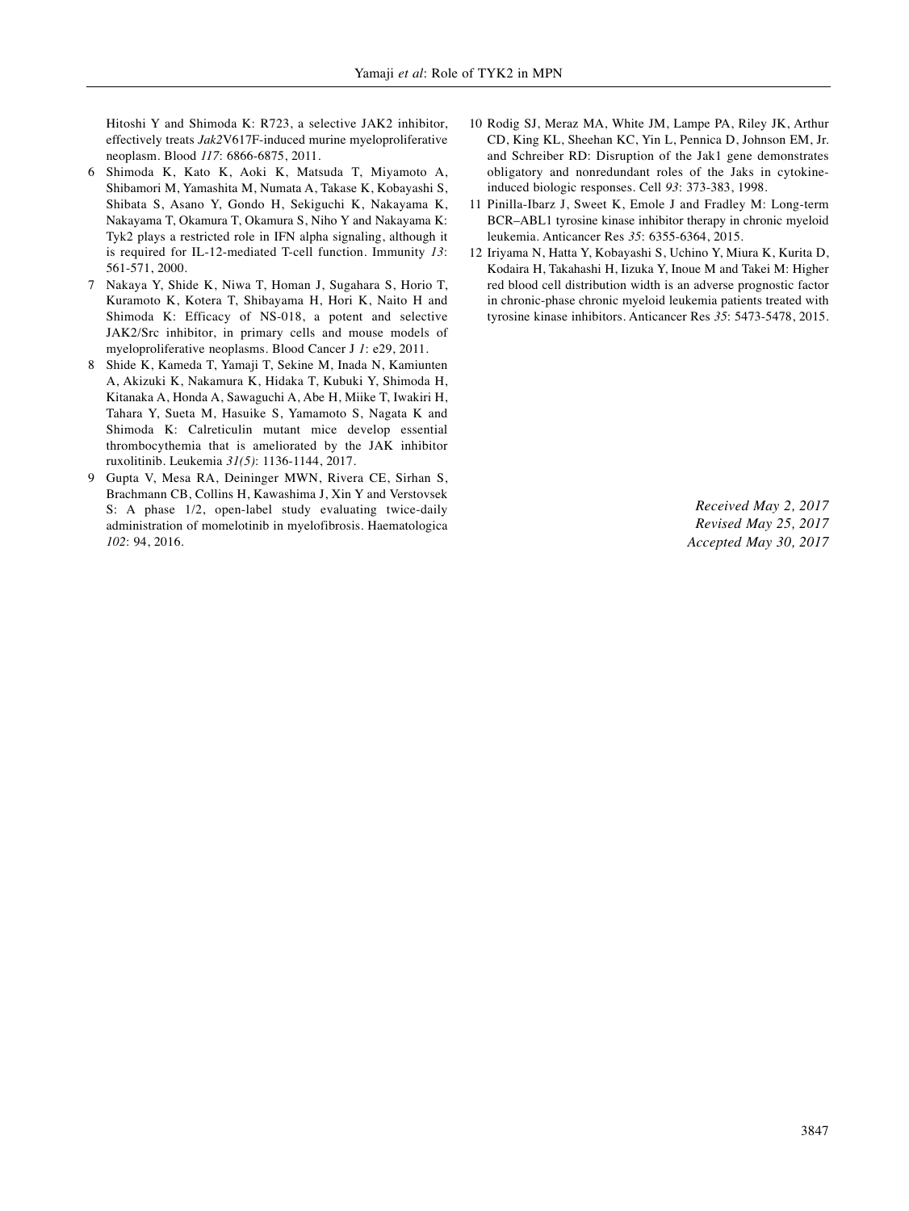Hitoshi Y and Shimoda K: R723, a selective JAK2 inhibitor, effectively treats *Jak2*V617F-induced murine myeloproliferative neoplasm. Blood *117*: 6866-6875, 2011.

6 Shimoda K, Kato K, Aoki K, Matsuda T, Miyamoto A, Shibamori M, Yamashita M, Numata A, Takase K, Kobayashi S, Shibata S, Asano Y, Gondo H, Sekiguchi K, Nakayama K, Nakayama T, Okamura T, Okamura S, Niho Y and Nakayama K: Tyk2 plays a restricted role in IFN alpha signaling, although it is required for IL-12-mediated T-cell function. Immunity *13*: 561-571, 2000.

7 Nakaya Y, Shide K, Niwa T, Homan J, Sugahara S, Horio T, Kuramoto K, Kotera T, Shibayama H, Hori K, Naito H and Shimoda K: Efficacy of NS-018, a potent and selective JAK2/Src inhibitor, in primary cells and mouse models of myeloproliferative neoplasms. Blood Cancer J *1*: e29, 2011.

8 Shide K, Kameda T, Yamaji T, Sekine M, Inada N, Kamiunten A, Akizuki K, Nakamura K, Hidaka T, Kubuki Y, Shimoda H, Kitanaka A, Honda A, Sawaguchi A, Abe H, Miike T, Iwakiri H, Tahara Y, Sueta M, Hasuike S, Yamamoto S, Nagata K and Shimoda K: Calreticulin mutant mice develop essential thrombocythemia that is ameliorated by the JAK inhibitor ruxolitinib. Leukemia *31(5)*: 1136-1144, 2017.

9 Gupta V, Mesa RA, Deininger MWN, Rivera CE, Sirhan S, Brachmann CB, Collins H, Kawashima J, Xin Y and Verstovsek S: A phase 1/2, open-label study evaluating twice-daily administration of momelotinib in myelofibrosis. Haematologica *102*: 94, 2016.

10 Rodig SJ, Meraz MA, White JM, Lampe PA, Riley JK, Arthur CD, King KL, Sheehan KC, Yin L, Pennica D, Johnson EM, Jr. and Schreiber RD: Disruption of the Jak1 gene demonstrates obligatory and nonredundant roles of the Jaks in cytokine-induced biologic responses. Cell *93*: 373-383, 1998.

11 Pinilla-Ibarz J, Sweet K, Emole J and Fradley M: Long-term BCR–ABL1 tyrosine kinase inhibitor therapy in chronic myeloid leukemia. Anticancer Res *35*: 6355-6364, 2015.

12 Iriyama N, Hatta Y, Kobayashi S, Uchino Y, Miura K, Kurita D, Kodaira H, Takahashi H, Iizuka Y, Inoue M and Takei M: Higher red blood cell distribution width is an adverse prognostic factor in chronic-phase chronic myeloid leukemia patients treated with tyrosine kinase inhibitors. Anticancer Res *35*: 5473-5478, 2015.

*Received May 2, 2017*
*Revised May 25, 2017*
*Accepted May 30, 2017*